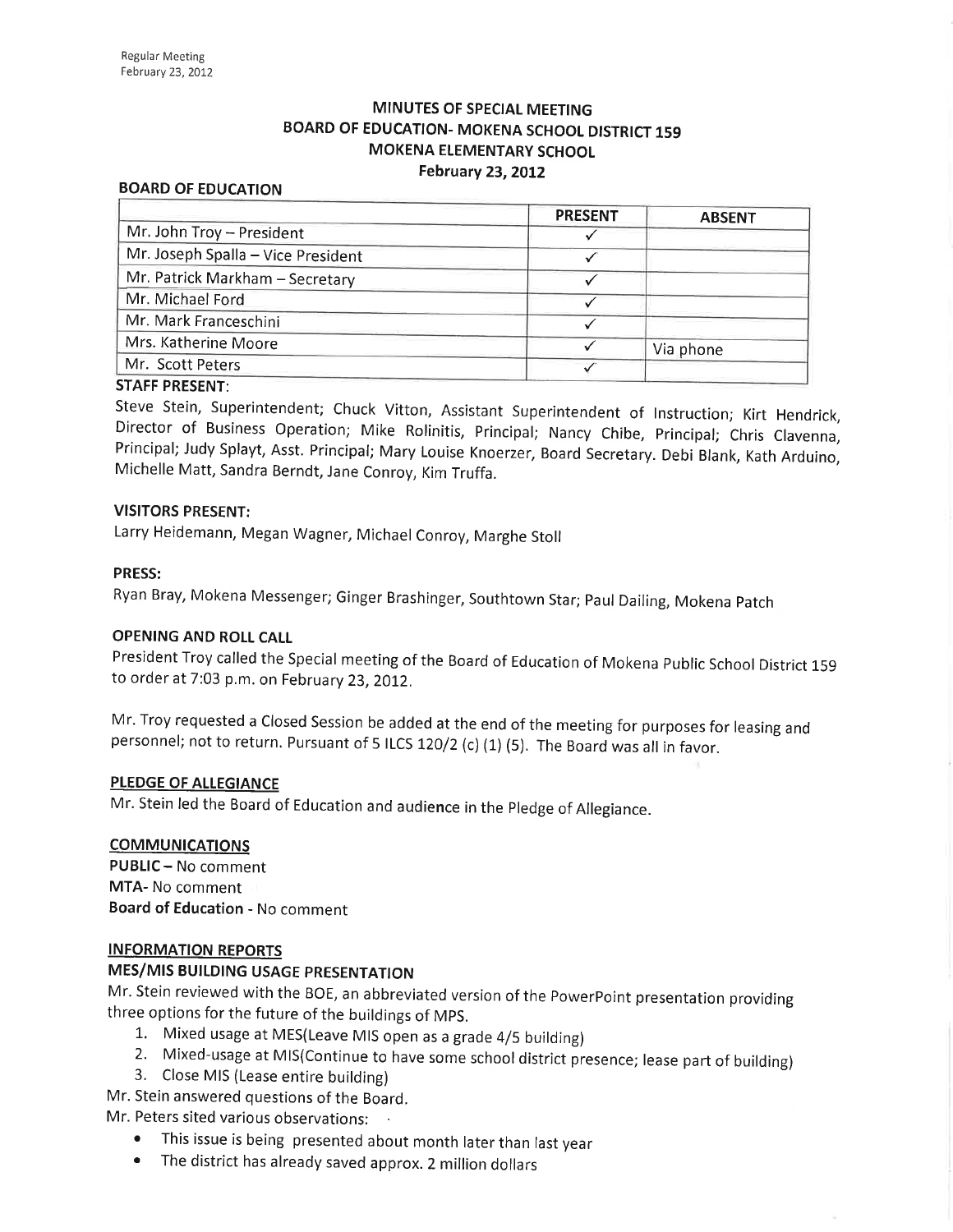Regular Meeting
February 23, 2012

# MINUTES OF SPECIAL MEETING
# BOARD OF EDUCATION- MOKENA SCHOOL DISTRICT 159
# MOKENA ELEMENTARY SCHOOL
# February 23, 2012

**BOARD OF EDUCATION**

| | PRESENT | ABSENT |
|---|---|---|
| Mr. John Troy – President | ✓ | |
| Mr. Joseph Spalla – Vice President | ✓ | |
| Mr. Patrick Markham – Secretary | ✓ | |
| Mr. Michael Ford | ✓ | |
| Mr. Mark Franceschini | ✓ | |
| Mrs. Katherine Moore | ✓ | Via phone |
| Mr. Scott Peters | ✓ | |

**STAFF PRESENT:**

Steve Stein, Superintendent; Chuck Vitton, Assistant Superintendent of Instruction; Kirt Hendrick, Director of Business Operation; Mike Rolinitis, Principal; Nancy Chibe, Principal; Chris Clavenna, Principal; Judy Splayt, Asst. Principal; Mary Louise Knoerzer, Board Secretary. Debi Blank, Kath Arduino, Michelle Matt, Sandra Berndt, Jane Conroy, Kim Truffa.

**VISITORS PRESENT:**

Larry Heidemann, Megan Wagner, Michael Conroy, Marghe Stoll

**PRESS:**

Ryan Bray, Mokena Messenger; Ginger Brashinger, Southtown Star; Paul Dailing, Mokena Patch

**OPENING AND ROLL CALL**

President Troy called the Special meeting of the Board of Education of Mokena Public School District 159 to order at 7:03 p.m. on February 23, 2012.

Mr. Troy requested a Closed Session be added at the end of the meeting for purposes for leasing and personnel; not to return. Pursuant of 5 ILCS 120/2 (c) (1) (5). The Board was all in favor.

**PLEDGE OF ALLEGIANCE**

Mr. Stein led the Board of Education and audience in the Pledge of Allegiance.

**COMMUNICATIONS**

**PUBLIC** – No comment
**MTA**- No comment
**Board of Education** - No comment

**INFORMATION REPORTS**

**MES/MIS BUILDING USAGE PRESENTATION**

Mr. Stein reviewed with the BOE, an abbreviated version of the PowerPoint presentation providing three options for the future of the buildings of MPS.

1. Mixed usage at MES(Leave MIS open as a grade 4/5 building)
2. Mixed-usage at MIS(Continue to have some school district presence; lease part of building)
3. Close MIS (Lease entire building)

Mr. Stein answered questions of the Board.

Mr. Peters sited various observations:

- This issue is being presented about month later than last year
- The district has already saved approx. 2 million dollars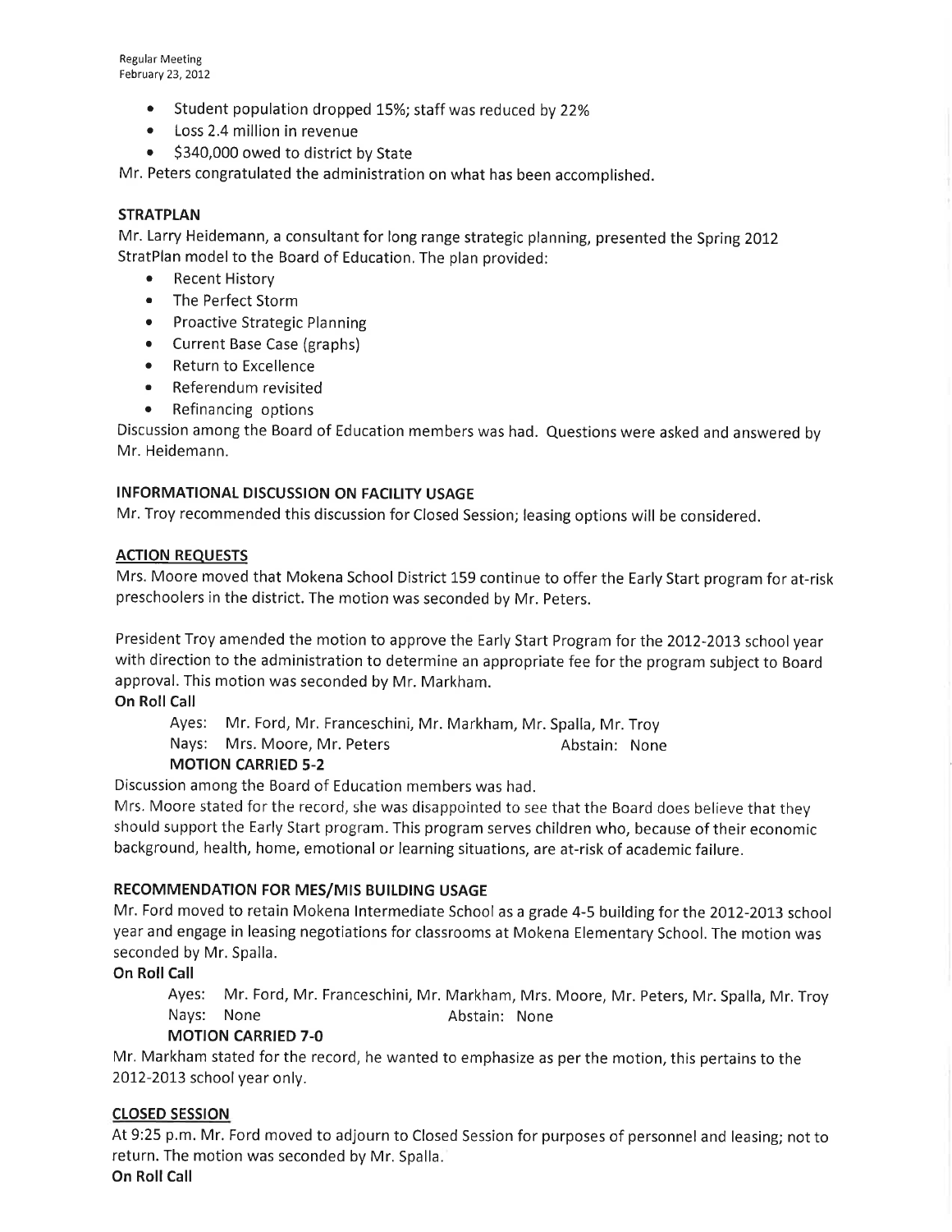- Student population dropped 15%; staff was reduced by 22%
- Loss 2.4 million in revenue
- \$340,000 owed to district by State

Mr. Peters congratulated the administration on what has been accomplished.

## STRATPLAN

Mr. Larry Heidemann, a consultant for long range strategic planning, presented the Spring 2012 StratPlan model to the Board of Education. The plan provided:

- Recent History
- The Perfect Storm
- Proactive Strategic Planning
- Current Base Case (graphs)
- Return to Excellence
- Referendum revisited
- Refinancing options

Discussion among the Board of Education members was had. Questions were asked and answered by Mr. Heidemann.

## INFORMATIONAL DISCUSSION ON FACILITY USAGE

Mr. Troy recommended this discussion for Closed Session; leasing options will be considered.

## ACTION REQUESTS

Mrs. Moore moved that Mokena School District 159 continue to offer the Early Start program for at-risk preschoolers in the district. The motion was seconded by Mr. Peters.

President Troy amended the motion to approve the Early Start Program for the 2012-2013 school year with direction to the administration to determine an appropriate fee for the program subject to Board approval. This motion was seconded by Mr. Markham.

**On Roll Call**

Ayes: Mr. Ford, Mr. Franceschini, Mr. Markham, Mr. Spalla, Mr. Troy
Nays: Mrs. Moore, Mr. Peters Abstain: None

**MOTION CARRIED 5-2**

Discussion among the Board of Education members was had.

Mrs. Moore stated for the record, she was disappointed to see that the Board does believe that they should support the Early Start program. This program serves children who, because of their economic background, health, home, emotional or learning situations, are at-risk of academic failure.

## RECOMMENDATION FOR MES/MIS BUILDING USAGE

Mr. Ford moved to retain Mokena Intermediate School as a grade 4-5 building for the 2012-2013 school year and engage in leasing negotiations for classrooms at Mokena Elementary School. The motion was seconded by Mr. Spalla.

**On Roll Call**

Ayes: Mr. Ford, Mr. Franceschini, Mr. Markham, Mrs. Moore, Mr. Peters, Mr. Spalla, Mr. Troy
Nays: None Abstain: None

**MOTION CARRIED 7-0**

Mr. Markham stated for the record, he wanted to emphasize as per the motion, this pertains to the 2012-2013 school year only.

## CLOSED SESSION

At 9:25 p.m. Mr. Ford moved to adjourn to Closed Session for purposes of personnel and leasing; not to return. The motion was seconded by Mr. Spalla.

**On Roll Call**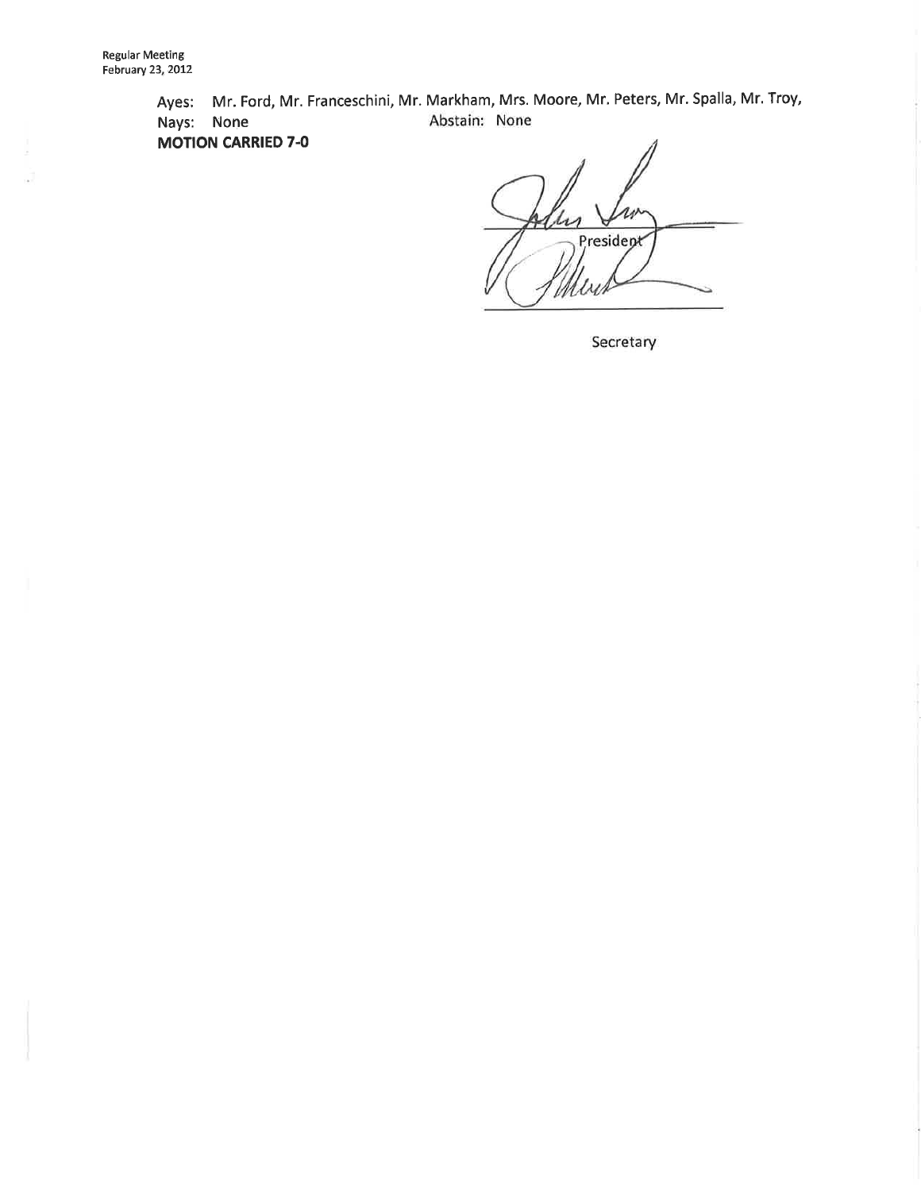Ayes: Mr. Ford, Mr. Franceschini, Mr. Markham, Mrs. Moore, Mr. Peters, Mr. Spalla, Mr. Troy,
Nays: None Abstain: None
**MOTION CARRIED 7-0**

President

Secretary